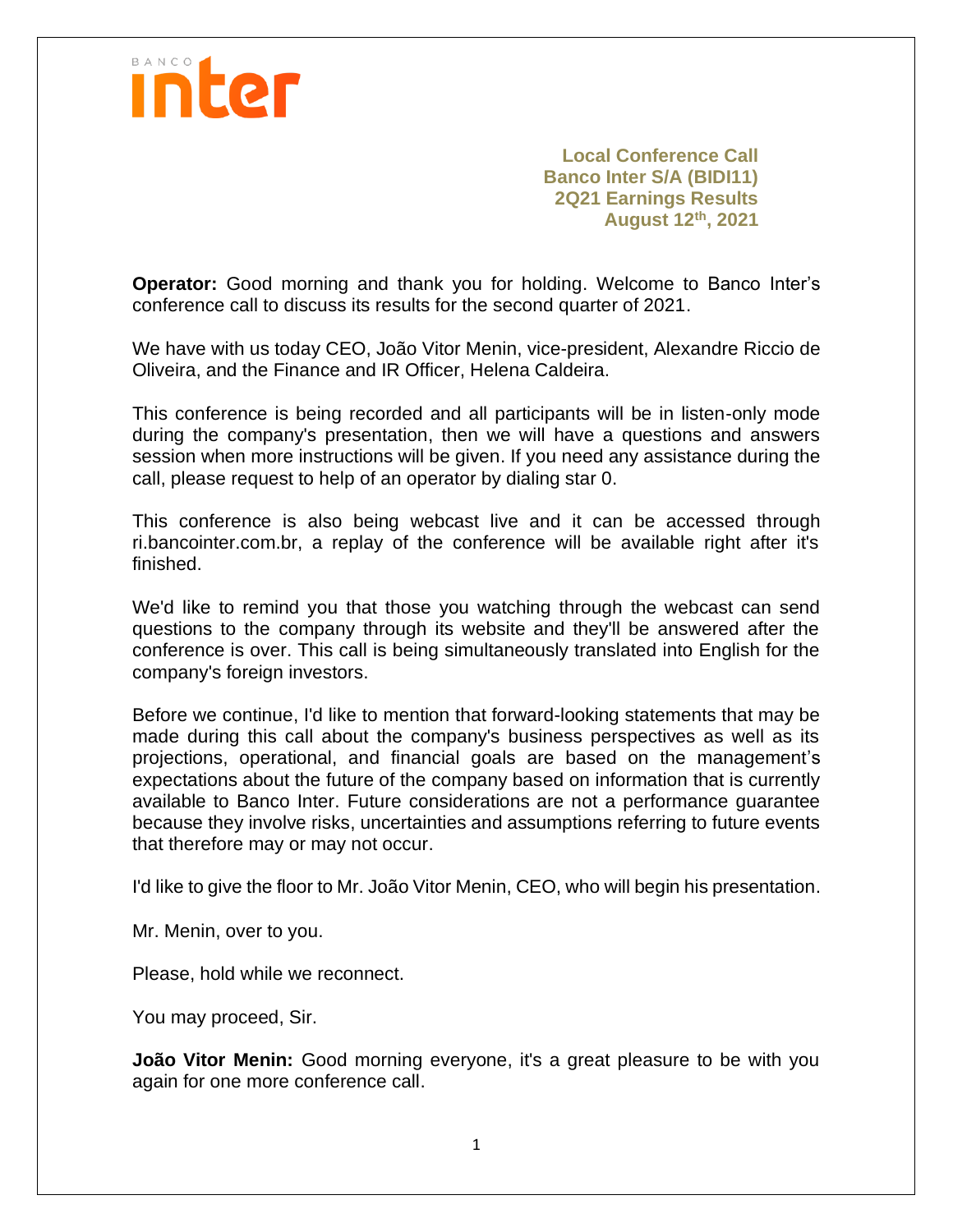**Local Conference Call**
**Banco Inter S/A (BIDI11)**
**2Q21 Earnings Results**
**August 12th, 2021**

**Operator:** Good morning and thank you for holding. Welcome to Banco Inter's conference call to discuss its results for the second quarter of 2021.

We have with us today CEO, João Vitor Menin, vice-president, Alexandre Riccio de Oliveira, and the Finance and IR Officer, Helena Caldeira.

This conference is being recorded and all participants will be in listen-only mode during the company's presentation, then we will have a questions and answers session when more instructions will be given. If you need any assistance during the call, please request to help of an operator by dialing star 0.

This conference is also being webcast live and it can be accessed through ri.bancointer.com.br, a replay of the conference will be available right after it's finished.

We'd like to remind you that those you watching through the webcast can send questions to the company through its website and they'll be answered after the conference is over. This call is being simultaneously translated into English for the company's foreign investors.

Before we continue, I'd like to mention that forward-looking statements that may be made during this call about the company's business perspectives as well as its projections, operational, and financial goals are based on the management's expectations about the future of the company based on information that is currently available to Banco Inter. Future considerations are not a performance guarantee because they involve risks, uncertainties and assumptions referring to future events that therefore may or may not occur.

I'd like to give the floor to Mr. João Vitor Menin, CEO, who will begin his presentation.

Mr. Menin, over to you.

Please, hold while we reconnect.

You may proceed, Sir.

**João Vitor Menin:** Good morning everyone, it's a great pleasure to be with you again for one more conference call.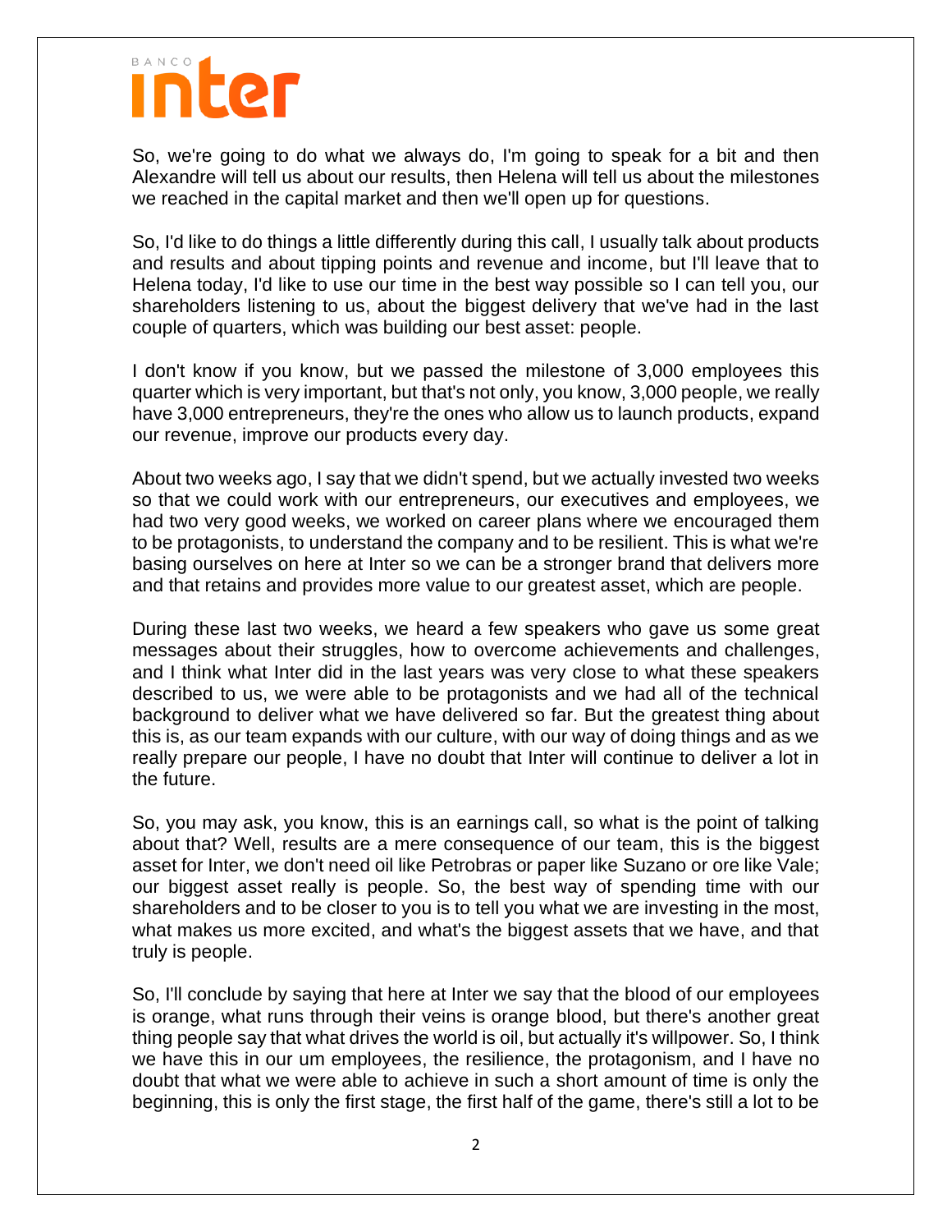So, we're going to do what we always do, I'm going to speak for a bit and then Alexandre will tell us about our results, then Helena will tell us about the milestones we reached in the capital market and then we'll open up for questions.

So, I'd like to do things a little differently during this call, I usually talk about products and results and about tipping points and revenue and income, but I'll leave that to Helena today, I'd like to use our time in the best way possible so I can tell you, our shareholders listening to us, about the biggest delivery that we've had in the last couple of quarters, which was building our best asset: people.

I don't know if you know, but we passed the milestone of 3,000 employees this quarter which is very important, but that's not only, you know, 3,000 people, we really have 3,000 entrepreneurs, they're the ones who allow us to launch products, expand our revenue, improve our products every day.

About two weeks ago, I say that we didn't spend, but we actually invested two weeks so that we could work with our entrepreneurs, our executives and employees, we had two very good weeks, we worked on career plans where we encouraged them to be protagonists, to understand the company and to be resilient. This is what we're basing ourselves on here at Inter so we can be a stronger brand that delivers more and that retains and provides more value to our greatest asset, which are people.

During these last two weeks, we heard a few speakers who gave us some great messages about their struggles, how to overcome achievements and challenges, and I think what Inter did in the last years was very close to what these speakers described to us, we were able to be protagonists and we had all of the technical background to deliver what we have delivered so far. But the greatest thing about this is, as our team expands with our culture, with our way of doing things and as we really prepare our people, I have no doubt that Inter will continue to deliver a lot in the future.

So, you may ask, you know, this is an earnings call, so what is the point of talking about that? Well, results are a mere consequence of our team, this is the biggest asset for Inter, we don't need oil like Petrobras or paper like Suzano or ore like Vale; our biggest asset really is people. So, the best way of spending time with our shareholders and to be closer to you is to tell you what we are investing in the most, what makes us more excited, and what's the biggest assets that we have, and that truly is people.

So, I'll conclude by saying that here at Inter we say that the blood of our employees is orange, what runs through their veins is orange blood, but there's another great thing people say that what drives the world is oil, but actually it's willpower. So, I think we have this in our um employees, the resilience, the protagonism, and I have no doubt that what we were able to achieve in such a short amount of time is only the beginning, this is only the first stage, the first half of the game, there's still a lot to be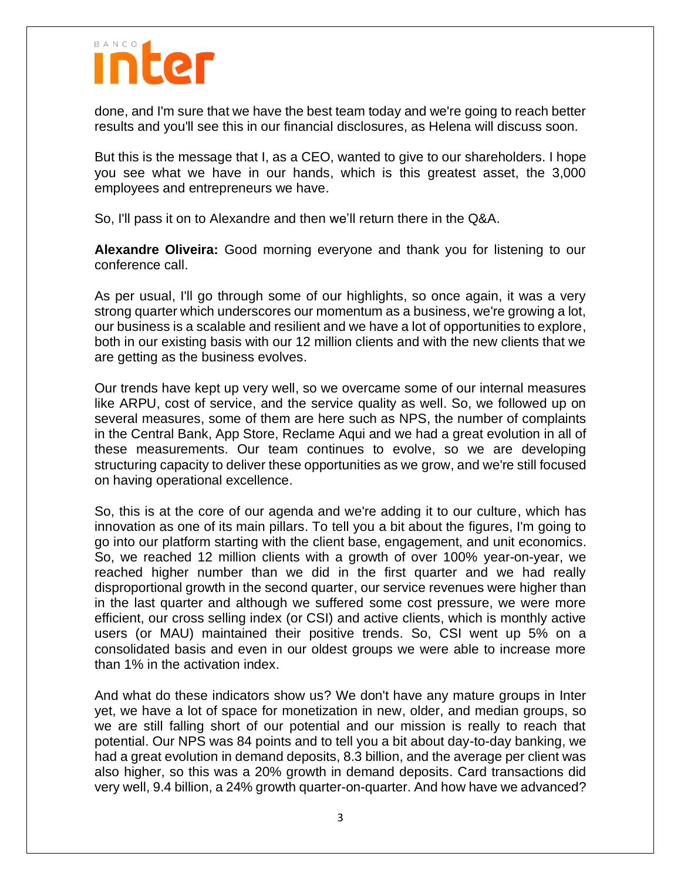done, and I'm sure that we have the best team today and we're going to reach better results and you'll see this in our financial disclosures, as Helena will discuss soon.

But this is the message that I, as a CEO, wanted to give to our shareholders. I hope you see what we have in our hands, which is this greatest asset, the 3,000 employees and entrepreneurs we have.

So, I'll pass it on to Alexandre and then we'll return there in the Q&A.

**Alexandre Oliveira:** Good morning everyone and thank you for listening to our conference call.

As per usual, I'll go through some of our highlights, so once again, it was a very strong quarter which underscores our momentum as a business, we're growing a lot, our business is a scalable and resilient and we have a lot of opportunities to explore, both in our existing basis with our 12 million clients and with the new clients that we are getting as the business evolves.

Our trends have kept up very well, so we overcame some of our internal measures like ARPU, cost of service, and the service quality as well. So, we followed up on several measures, some of them are here such as NPS, the number of complaints in the Central Bank, App Store, Reclame Aqui and we had a great evolution in all of these measurements. Our team continues to evolve, so we are developing structuring capacity to deliver these opportunities as we grow, and we're still focused on having operational excellence.

So, this is at the core of our agenda and we're adding it to our culture, which has innovation as one of its main pillars. To tell you a bit about the figures, I'm going to go into our platform starting with the client base, engagement, and unit economics. So, we reached 12 million clients with a growth of over 100% year-on-year, we reached higher number than we did in the first quarter and we had really disproportional growth in the second quarter, our service revenues were higher than in the last quarter and although we suffered some cost pressure, we were more efficient, our cross selling index (or CSI) and active clients, which is monthly active users (or MAU) maintained their positive trends. So, CSI went up 5% on a consolidated basis and even in our oldest groups we were able to increase more than 1% in the activation index.

And what do these indicators show us? We don't have any mature groups in Inter yet, we have a lot of space for monetization in new, older, and median groups, so we are still falling short of our potential and our mission is really to reach that potential. Our NPS was 84 points and to tell you a bit about day-to-day banking, we had a great evolution in demand deposits, 8.3 billion, and the average per client was also higher, so this was a 20% growth in demand deposits. Card transactions did very well, 9.4 billion, a 24% growth quarter-on-quarter. And how have we advanced?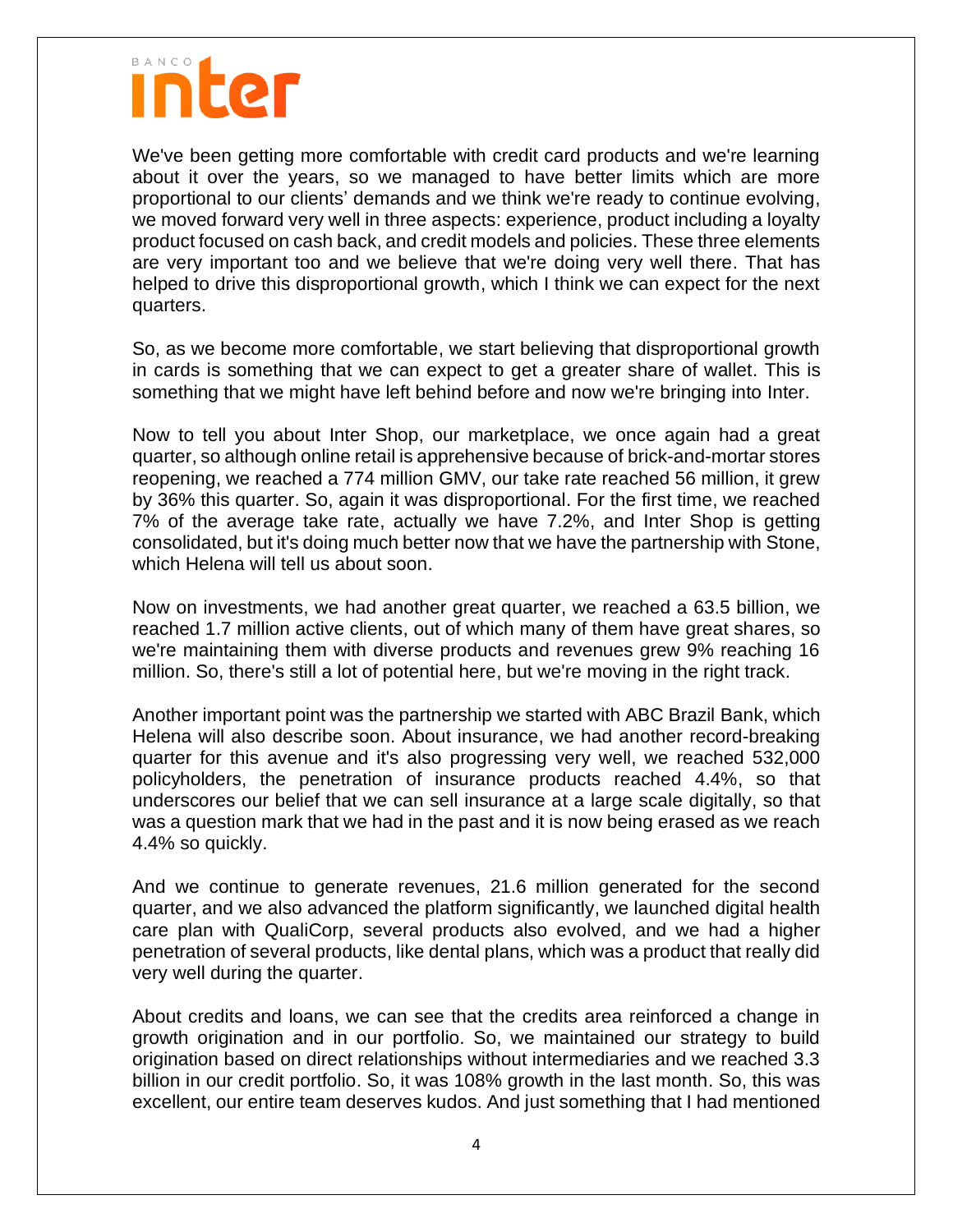We've been getting more comfortable with credit card products and we're learning about it over the years, so we managed to have better limits which are more proportional to our clients' demands and we think we're ready to continue evolving, we moved forward very well in three aspects: experience, product including a loyalty product focused on cash back, and credit models and policies. These three elements are very important too and we believe that we're doing very well there. That has helped to drive this disproportional growth, which I think we can expect for the next quarters.

So, as we become more comfortable, we start believing that disproportional growth in cards is something that we can expect to get a greater share of wallet. This is something that we might have left behind before and now we're bringing into Inter.

Now to tell you about Inter Shop, our marketplace, we once again had a great quarter, so although online retail is apprehensive because of brick-and-mortar stores reopening, we reached a 774 million GMV, our take rate reached 56 million, it grew by 36% this quarter. So, again it was disproportional. For the first time, we reached 7% of the average take rate, actually we have 7.2%, and Inter Shop is getting consolidated, but it's doing much better now that we have the partnership with Stone, which Helena will tell us about soon.

Now on investments, we had another great quarter, we reached a 63.5 billion, we reached 1.7 million active clients, out of which many of them have great shares, so we're maintaining them with diverse products and revenues grew 9% reaching 16 million. So, there's still a lot of potential here, but we're moving in the right track.

Another important point was the partnership we started with ABC Brazil Bank, which Helena will also describe soon. About insurance, we had another record-breaking quarter for this avenue and it's also progressing very well, we reached 532,000 policyholders, the penetration of insurance products reached 4.4%, so that underscores our belief that we can sell insurance at a large scale digitally, so that was a question mark that we had in the past and it is now being erased as we reach 4.4% so quickly.

And we continue to generate revenues, 21.6 million generated for the second quarter, and we also advanced the platform significantly, we launched digital health care plan with QualiCorp, several products also evolved, and we had a higher penetration of several products, like dental plans, which was a product that really did very well during the quarter.

About credits and loans, we can see that the credits area reinforced a change in growth origination and in our portfolio. So, we maintained our strategy to build origination based on direct relationships without intermediaries and we reached 3.3 billion in our credit portfolio. So, it was 108% growth in the last month. So, this was excellent, our entire team deserves kudos. And just something that I had mentioned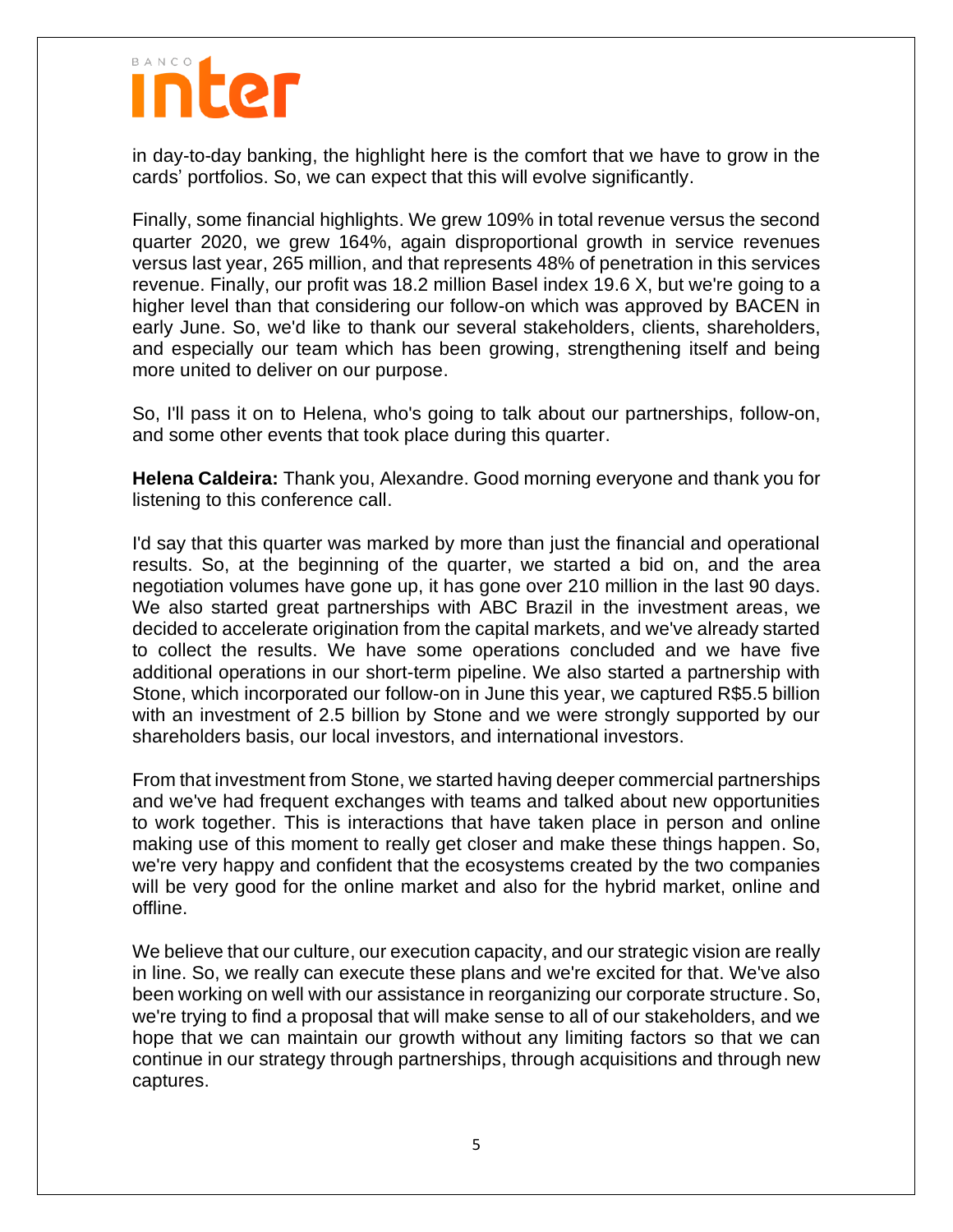in day-to-day banking, the highlight here is the comfort that we have to grow in the cards' portfolios. So, we can expect that this will evolve significantly.

Finally, some financial highlights. We grew 109% in total revenue versus the second quarter 2020, we grew 164%, again disproportional growth in service revenues versus last year, 265 million, and that represents 48% of penetration in this services revenue. Finally, our profit was 18.2 million Basel index 19.6 X, but we're going to a higher level than that considering our follow-on which was approved by BACEN in early June. So, we'd like to thank our several stakeholders, clients, shareholders, and especially our team which has been growing, strengthening itself and being more united to deliver on our purpose.

So, I'll pass it on to Helena, who's going to talk about our partnerships, follow-on, and some other events that took place during this quarter.

**Helena Caldeira:** Thank you, Alexandre. Good morning everyone and thank you for listening to this conference call.

I'd say that this quarter was marked by more than just the financial and operational results. So, at the beginning of the quarter, we started a bid on, and the area negotiation volumes have gone up, it has gone over 210 million in the last 90 days. We also started great partnerships with ABC Brazil in the investment areas, we decided to accelerate origination from the capital markets, and we've already started to collect the results. We have some operations concluded and we have five additional operations in our short-term pipeline. We also started a partnership with Stone, which incorporated our follow-on in June this year, we captured R$5.5 billion with an investment of 2.5 billion by Stone and we were strongly supported by our shareholders basis, our local investors, and international investors.

From that investment from Stone, we started having deeper commercial partnerships and we've had frequent exchanges with teams and talked about new opportunities to work together. This is interactions that have taken place in person and online making use of this moment to really get closer and make these things happen. So, we're very happy and confident that the ecosystems created by the two companies will be very good for the online market and also for the hybrid market, online and offline.

We believe that our culture, our execution capacity, and our strategic vision are really in line. So, we really can execute these plans and we're excited for that. We've also been working on well with our assistance in reorganizing our corporate structure. So, we're trying to find a proposal that will make sense to all of our stakeholders, and we hope that we can maintain our growth without any limiting factors so that we can continue in our strategy through partnerships, through acquisitions and through new captures.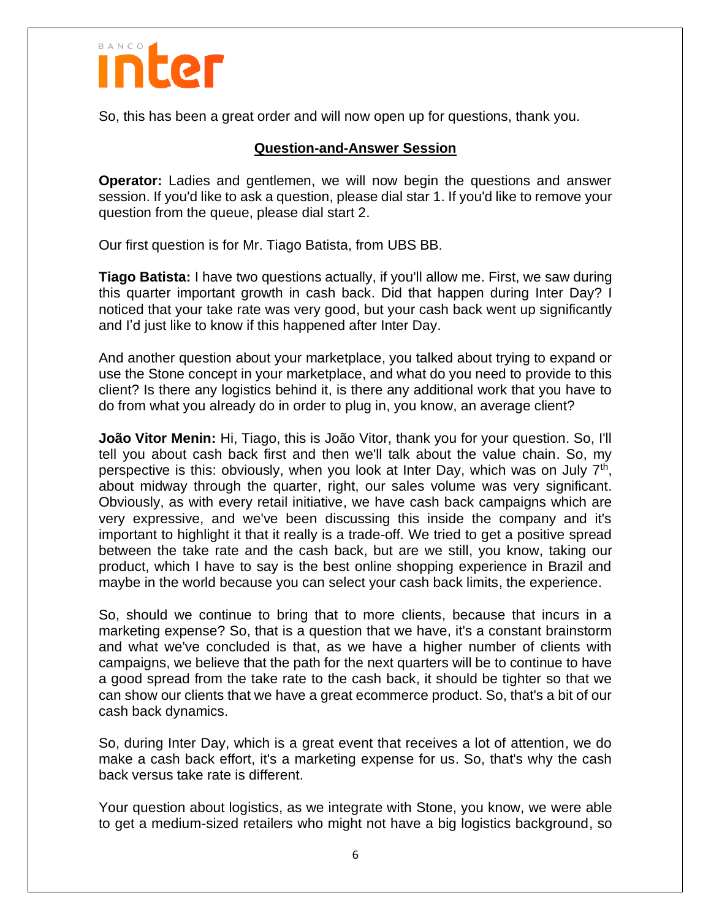So, this has been a great order and will now open up for questions, thank you.

## Question-and-Answer Session

**Operator:** Ladies and gentlemen, we will now begin the questions and answer session. If you'd like to ask a question, please dial star 1. If you'd like to remove your question from the queue, please dial start 2.

Our first question is for Mr. Tiago Batista, from UBS BB.

**Tiago Batista:** I have two questions actually, if you'll allow me. First, we saw during this quarter important growth in cash back. Did that happen during Inter Day? I noticed that your take rate was very good, but your cash back went up significantly and I'd just like to know if this happened after Inter Day.

And another question about your marketplace, you talked about trying to expand or use the Stone concept in your marketplace, and what do you need to provide to this client? Is there any logistics behind it, is there any additional work that you have to do from what you already do in order to plug in, you know, an average client?

**João Vitor Menin:** Hi, Tiago, this is João Vitor, thank you for your question. So, I'll tell you about cash back first and then we'll talk about the value chain. So, my perspective is this: obviously, when you look at Inter Day, which was on July 7th, about midway through the quarter, right, our sales volume was very significant. Obviously, as with every retail initiative, we have cash back campaigns which are very expressive, and we've been discussing this inside the company and it's important to highlight it that it really is a trade-off. We tried to get a positive spread between the take rate and the cash back, but are we still, you know, taking our product, which I have to say is the best online shopping experience in Brazil and maybe in the world because you can select your cash back limits, the experience.

So, should we continue to bring that to more clients, because that incurs in a marketing expense? So, that is a question that we have, it's a constant brainstorm and what we've concluded is that, as we have a higher number of clients with campaigns, we believe that the path for the next quarters will be to continue to have a good spread from the take rate to the cash back, it should be tighter so that we can show our clients that we have a great ecommerce product. So, that's a bit of our cash back dynamics.

So, during Inter Day, which is a great event that receives a lot of attention, we do make a cash back effort, it's a marketing expense for us. So, that's why the cash back versus take rate is different.

Your question about logistics, as we integrate with Stone, you know, we were able to get a medium-sized retailers who might not have a big logistics background, so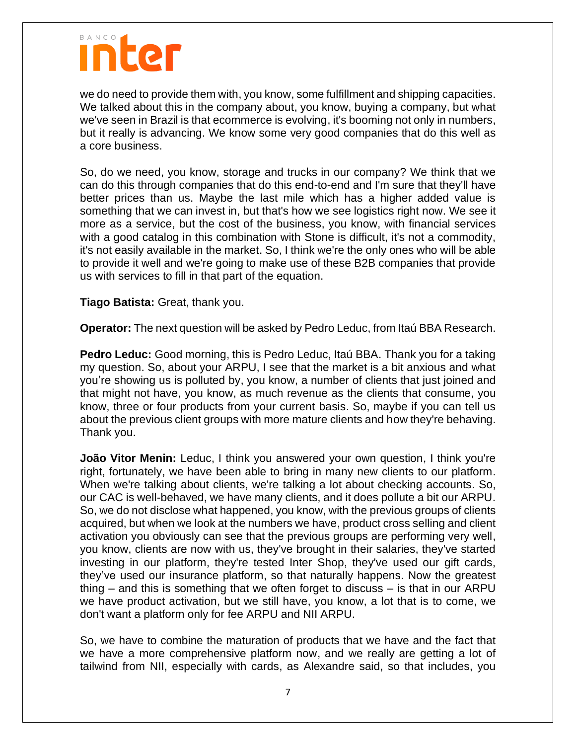we do need to provide them with, you know, some fulfillment and shipping capacities. We talked about this in the company about, you know, buying a company, but what we've seen in Brazil is that ecommerce is evolving, it's booming not only in numbers, but it really is advancing. We know some very good companies that do this well as a core business.

So, do we need, you know, storage and trucks in our company? We think that we can do this through companies that do this end-to-end and I'm sure that they'll have better prices than us. Maybe the last mile which has a higher added value is something that we can invest in, but that's how we see logistics right now. We see it more as a service, but the cost of the business, you know, with financial services with a good catalog in this combination with Stone is difficult, it's not a commodity, it's not easily available in the market. So, I think we're the only ones who will be able to provide it well and we're going to make use of these B2B companies that provide us with services to fill in that part of the equation.

**Tiago Batista:** Great, thank you.

**Operator:** The next question will be asked by Pedro Leduc, from Itaú BBA Research.

**Pedro Leduc:** Good morning, this is Pedro Leduc, Itaú BBA. Thank you for a taking my question. So, about your ARPU, I see that the market is a bit anxious and what you're showing us is polluted by, you know, a number of clients that just joined and that might not have, you know, as much revenue as the clients that consume, you know, three or four products from your current basis. So, maybe if you can tell us about the previous client groups with more mature clients and how they're behaving. Thank you.

**João Vitor Menin:** Leduc, I think you answered your own question, I think you're right, fortunately, we have been able to bring in many new clients to our platform. When we're talking about clients, we're talking a lot about checking accounts. So, our CAC is well-behaved, we have many clients, and it does pollute a bit our ARPU. So, we do not disclose what happened, you know, with the previous groups of clients acquired, but when we look at the numbers we have, product cross selling and client activation you obviously can see that the previous groups are performing very well, you know, clients are now with us, they've brought in their salaries, they've started investing in our platform, they're tested Inter Shop, they've used our gift cards, they've used our insurance platform, so that naturally happens. Now the greatest thing – and this is something that we often forget to discuss – is that in our ARPU we have product activation, but we still have, you know, a lot that is to come, we don't want a platform only for fee ARPU and NII ARPU.

So, we have to combine the maturation of products that we have and the fact that we have a more comprehensive platform now, and we really are getting a lot of tailwind from NII, especially with cards, as Alexandre said, so that includes, you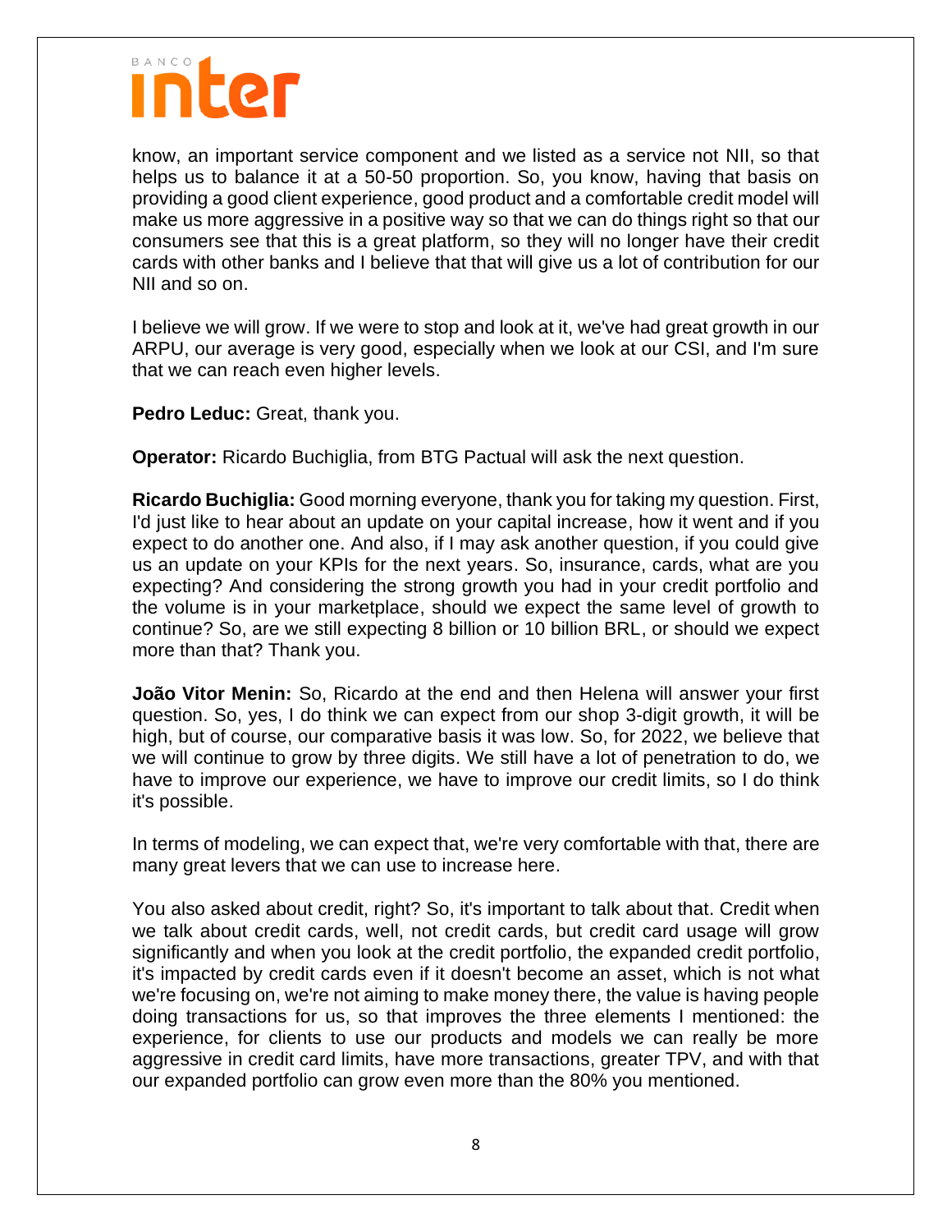know, an important service component and we listed as a service not NII, so that helps us to balance it at a 50-50 proportion. So, you know, having that basis on providing a good client experience, good product and a comfortable credit model will make us more aggressive in a positive way so that we can do things right so that our consumers see that this is a great platform, so they will no longer have their credit cards with other banks and I believe that that will give us a lot of contribution for our NII and so on.

I believe we will grow. If we were to stop and look at it, we've had great growth in our ARPU, our average is very good, especially when we look at our CSI, and I'm sure that we can reach even higher levels.

**Pedro Leduc:** Great, thank you.

**Operator:** Ricardo Buchiglia, from BTG Pactual will ask the next question.

**Ricardo Buchiglia:** Good morning everyone, thank you for taking my question. First, I'd just like to hear about an update on your capital increase, how it went and if you expect to do another one. And also, if I may ask another question, if you could give us an update on your KPIs for the next years. So, insurance, cards, what are you expecting? And considering the strong growth you had in your credit portfolio and the volume is in your marketplace, should we expect the same level of growth to continue? So, are we still expecting 8 billion or 10 billion BRL, or should we expect more than that? Thank you.

**João Vitor Menin:** So, Ricardo at the end and then Helena will answer your first question. So, yes, I do think we can expect from our shop 3-digit growth, it will be high, but of course, our comparative basis it was low. So, for 2022, we believe that we will continue to grow by three digits. We still have a lot of penetration to do, we have to improve our experience, we have to improve our credit limits, so I do think it's possible.

In terms of modeling, we can expect that, we're very comfortable with that, there are many great levers that we can use to increase here.

You also asked about credit, right? So, it's important to talk about that. Credit when we talk about credit cards, well, not credit cards, but credit card usage will grow significantly and when you look at the credit portfolio, the expanded credit portfolio, it's impacted by credit cards even if it doesn't become an asset, which is not what we're focusing on, we're not aiming to make money there, the value is having people doing transactions for us, so that improves the three elements I mentioned: the experience, for clients to use our products and models we can really be more aggressive in credit card limits, have more transactions, greater TPV, and with that our expanded portfolio can grow even more than the 80% you mentioned.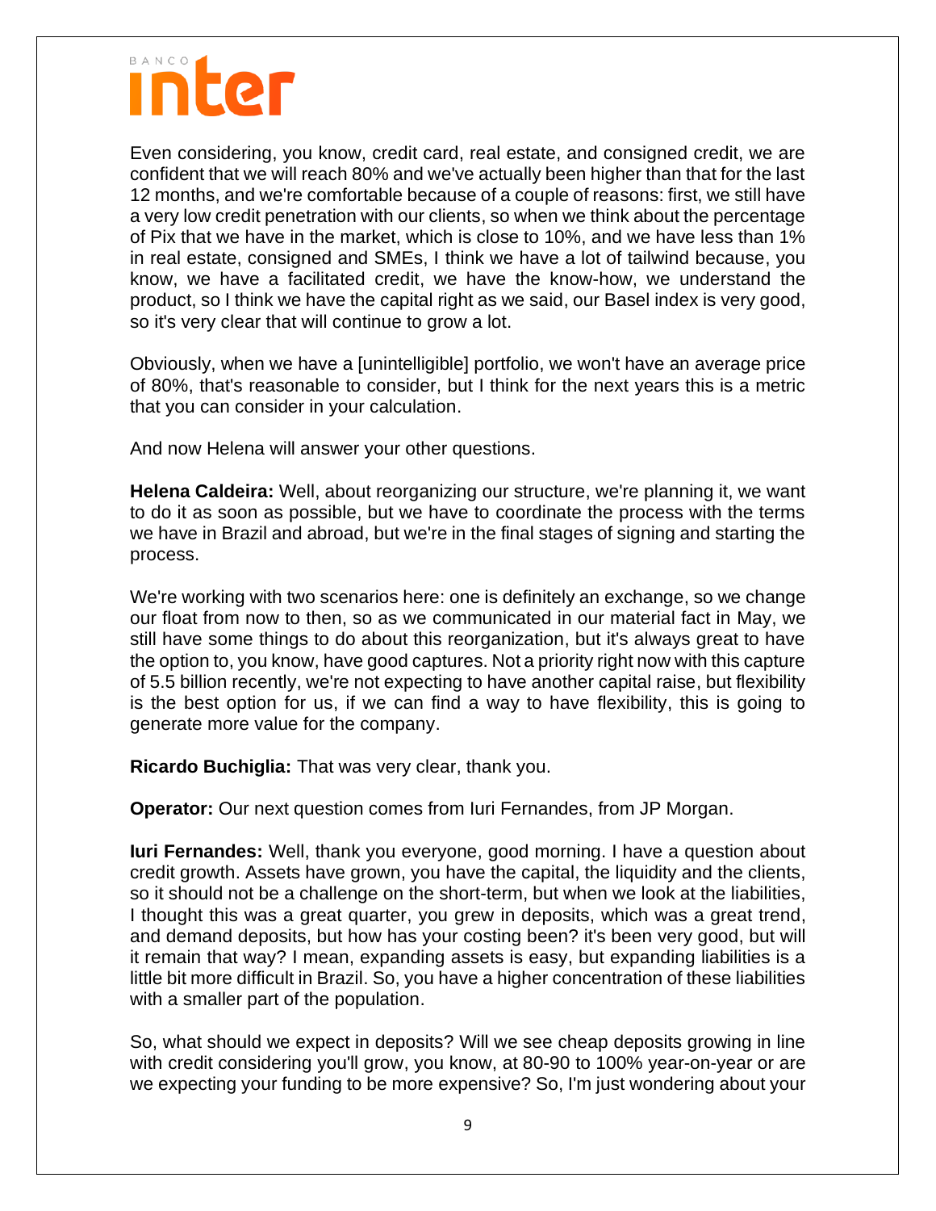Even considering, you know, credit card, real estate, and consigned credit, we are confident that we will reach 80% and we've actually been higher than that for the last 12 months, and we're comfortable because of a couple of reasons: first, we still have a very low credit penetration with our clients, so when we think about the percentage of Pix that we have in the market, which is close to 10%, and we have less than 1% in real estate, consigned and SMEs, I think we have a lot of tailwind because, you know, we have a facilitated credit, we have the know-how, we understand the product, so I think we have the capital right as we said, our Basel index is very good, so it's very clear that will continue to grow a lot.

Obviously, when we have a [unintelligible] portfolio, we won't have an average price of 80%, that's reasonable to consider, but I think for the next years this is a metric that you can consider in your calculation.

And now Helena will answer your other questions.

**Helena Caldeira:** Well, about reorganizing our structure, we're planning it, we want to do it as soon as possible, but we have to coordinate the process with the terms we have in Brazil and abroad, but we're in the final stages of signing and starting the process.

We're working with two scenarios here: one is definitely an exchange, so we change our float from now to then, so as we communicated in our material fact in May, we still have some things to do about this reorganization, but it's always great to have the option to, you know, have good captures. Not a priority right now with this capture of 5.5 billion recently, we're not expecting to have another capital raise, but flexibility is the best option for us, if we can find a way to have flexibility, this is going to generate more value for the company.

**Ricardo Buchiglia:** That was very clear, thank you.

**Operator:** Our next question comes from Iuri Fernandes, from JP Morgan.

**Iuri Fernandes:** Well, thank you everyone, good morning. I have a question about credit growth. Assets have grown, you have the capital, the liquidity and the clients, so it should not be a challenge on the short-term, but when we look at the liabilities, I thought this was a great quarter, you grew in deposits, which was a great trend, and demand deposits, but how has your costing been? it's been very good, but will it remain that way? I mean, expanding assets is easy, but expanding liabilities is a little bit more difficult in Brazil. So, you have a higher concentration of these liabilities with a smaller part of the population.

So, what should we expect in deposits? Will we see cheap deposits growing in line with credit considering you'll grow, you know, at 80-90 to 100% year-on-year or are we expecting your funding to be more expensive? So, I'm just wondering about your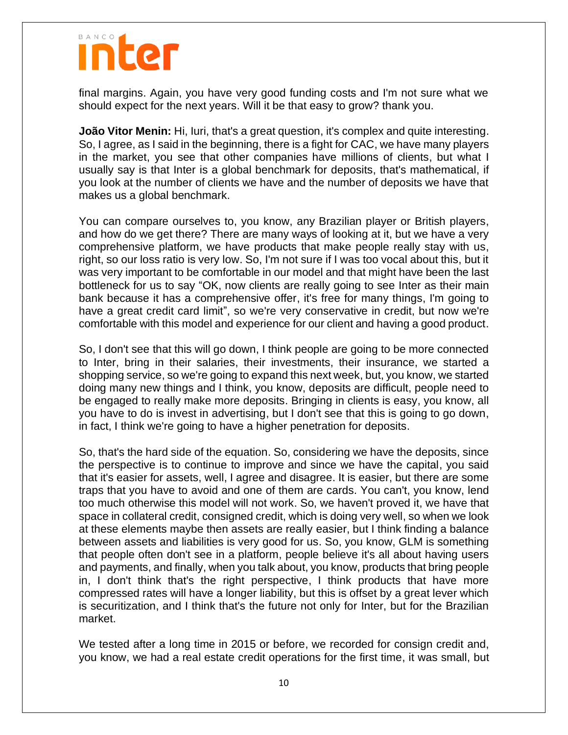final margins. Again, you have very good funding costs and I'm not sure what we should expect for the next years. Will it be that easy to grow? thank you.

**João Vitor Menin:** Hi, Iuri, that's a great question, it's complex and quite interesting. So, I agree, as I said in the beginning, there is a fight for CAC, we have many players in the market, you see that other companies have millions of clients, but what I usually say is that Inter is a global benchmark for deposits, that's mathematical, if you look at the number of clients we have and the number of deposits we have that makes us a global benchmark.

You can compare ourselves to, you know, any Brazilian player or British players, and how do we get there? There are many ways of looking at it, but we have a very comprehensive platform, we have products that make people really stay with us, right, so our loss ratio is very low. So, I'm not sure if I was too vocal about this, but it was very important to be comfortable in our model and that might have been the last bottleneck for us to say "OK, now clients are really going to see Inter as their main bank because it has a comprehensive offer, it's free for many things, I'm going to have a great credit card limit", so we're very conservative in credit, but now we're comfortable with this model and experience for our client and having a good product.

So, I don't see that this will go down, I think people are going to be more connected to Inter, bring in their salaries, their investments, their insurance, we started a shopping service, so we're going to expand this next week, but, you know, we started doing many new things and I think, you know, deposits are difficult, people need to be engaged to really make more deposits. Bringing in clients is easy, you know, all you have to do is invest in advertising, but I don't see that this is going to go down, in fact, I think we're going to have a higher penetration for deposits.

So, that's the hard side of the equation. So, considering we have the deposits, since the perspective is to continue to improve and since we have the capital, you said that it's easier for assets, well, I agree and disagree. It is easier, but there are some traps that you have to avoid and one of them are cards. You can't, you know, lend too much otherwise this model will not work. So, we haven't proved it, we have that space in collateral credit, consigned credit, which is doing very well, so when we look at these elements maybe then assets are really easier, but I think finding a balance between assets and liabilities is very good for us. So, you know, GLM is something that people often don't see in a platform, people believe it's all about having users and payments, and finally, when you talk about, you know, products that bring people in, I don't think that's the right perspective, I think products that have more compressed rates will have a longer liability, but this is offset by a great lever which is securitization, and I think that's the future not only for Inter, but for the Brazilian market.

We tested after a long time in 2015 or before, we recorded for consign credit and, you know, we had a real estate credit operations for the first time, it was small, but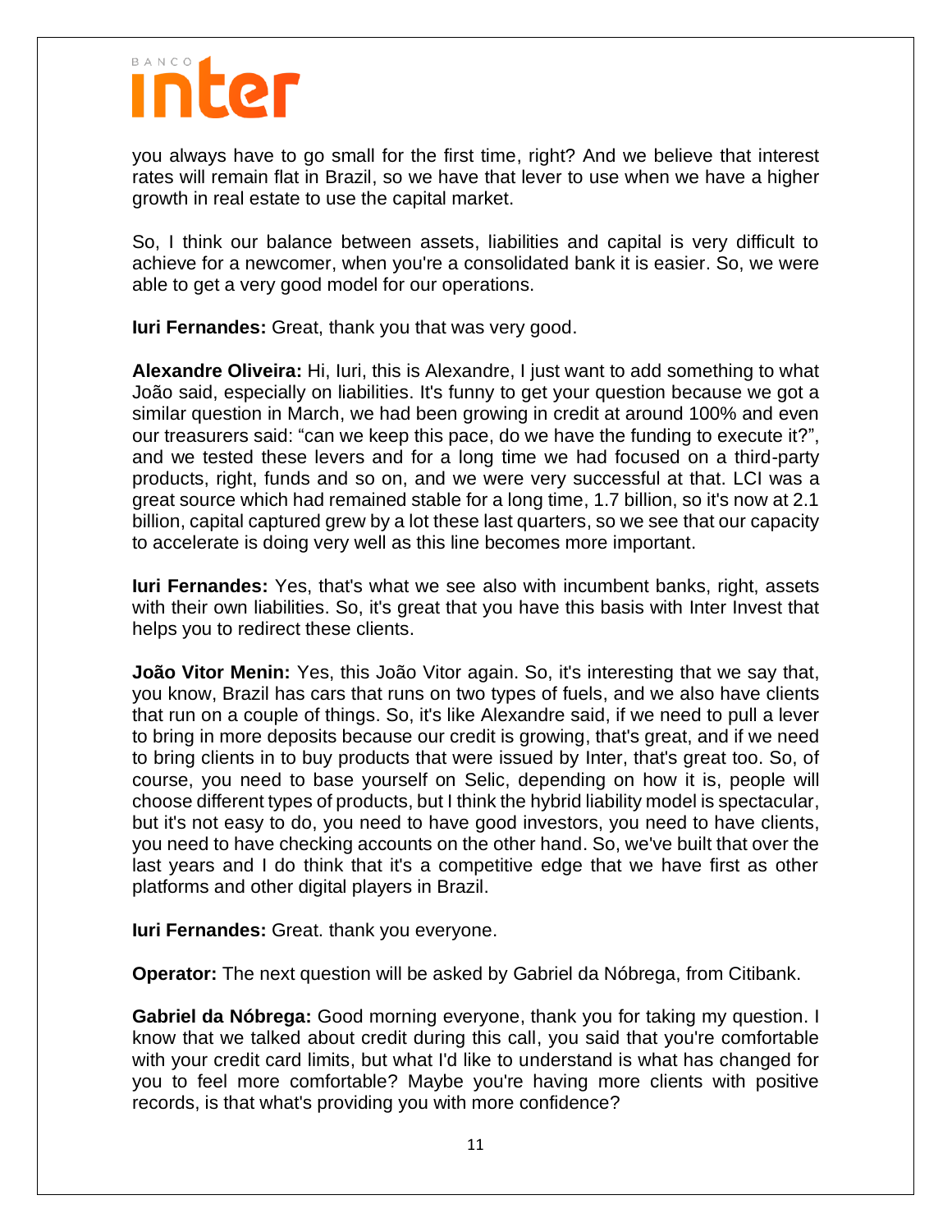you always have to go small for the first time, right? And we believe that interest rates will remain flat in Brazil, so we have that lever to use when we have a higher growth in real estate to use the capital market.

So, I think our balance between assets, liabilities and capital is very difficult to achieve for a newcomer, when you're a consolidated bank it is easier. So, we were able to get a very good model for our operations.

**Iuri Fernandes:** Great, thank you that was very good.

**Alexandre Oliveira:** Hi, Iuri, this is Alexandre, I just want to add something to what João said, especially on liabilities. It's funny to get your question because we got a similar question in March, we had been growing in credit at around 100% and even our treasurers said: "can we keep this pace, do we have the funding to execute it?", and we tested these levers and for a long time we had focused on a third-party products, right, funds and so on, and we were very successful at that. LCI was a great source which had remained stable for a long time, 1.7 billion, so it's now at 2.1 billion, capital captured grew by a lot these last quarters, so we see that our capacity to accelerate is doing very well as this line becomes more important.

**Iuri Fernandes:** Yes, that's what we see also with incumbent banks, right, assets with their own liabilities. So, it's great that you have this basis with Inter Invest that helps you to redirect these clients.

**João Vitor Menin:** Yes, this João Vitor again. So, it's interesting that we say that, you know, Brazil has cars that runs on two types of fuels, and we also have clients that run on a couple of things. So, it's like Alexandre said, if we need to pull a lever to bring in more deposits because our credit is growing, that's great, and if we need to bring clients in to buy products that were issued by Inter, that's great too. So, of course, you need to base yourself on Selic, depending on how it is, people will choose different types of products, but I think the hybrid liability model is spectacular, but it's not easy to do, you need to have good investors, you need to have clients, you need to have checking accounts on the other hand. So, we've built that over the last years and I do think that it's a competitive edge that we have first as other platforms and other digital players in Brazil.

**Iuri Fernandes:** Great. thank you everyone.

**Operator:** The next question will be asked by Gabriel da Nóbrega, from Citibank.

**Gabriel da Nóbrega:** Good morning everyone, thank you for taking my question. I know that we talked about credit during this call, you said that you're comfortable with your credit card limits, but what I'd like to understand is what has changed for you to feel more comfortable? Maybe you're having more clients with positive records, is that what's providing you with more confidence?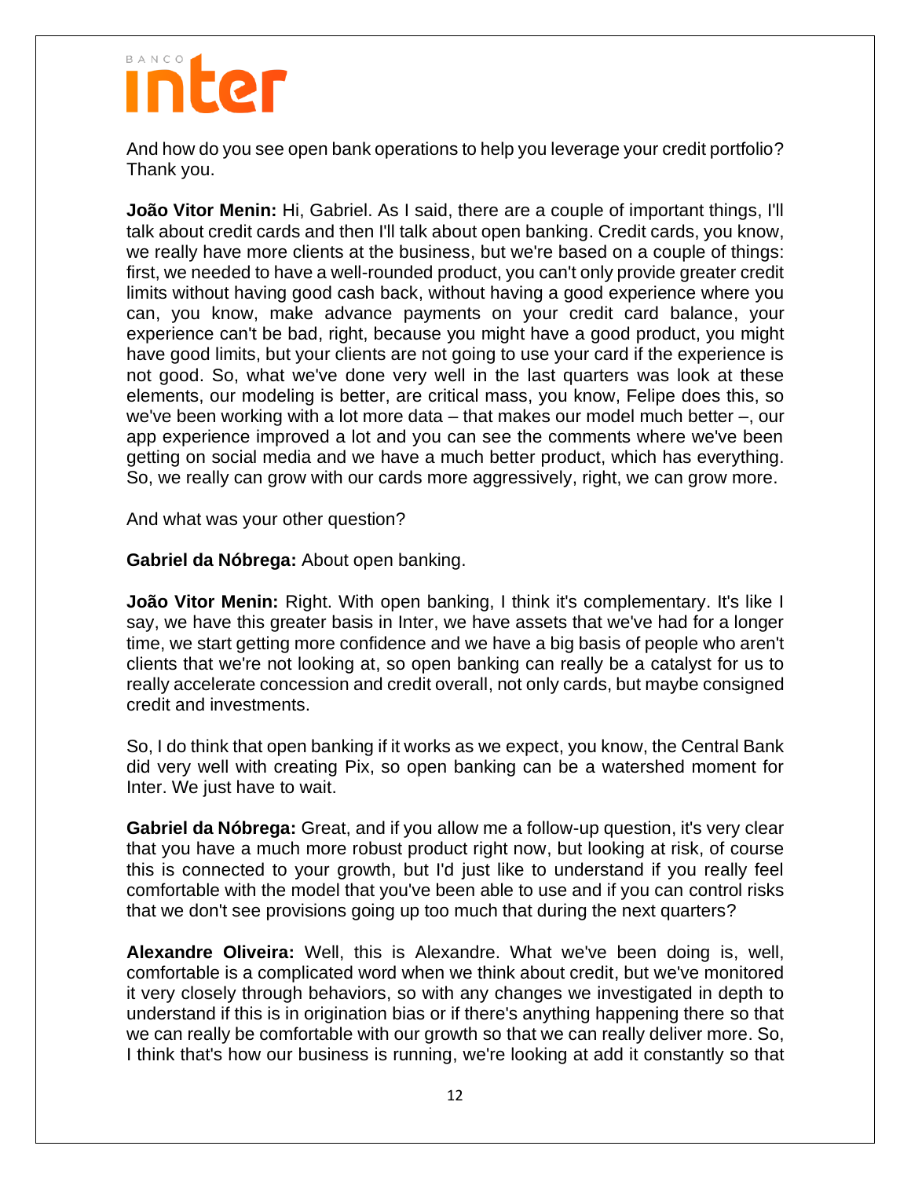And how do you see open bank operations to help you leverage your credit portfolio? Thank you.

**João Vitor Menin:** Hi, Gabriel. As I said, there are a couple of important things, I'll talk about credit cards and then I'll talk about open banking. Credit cards, you know, we really have more clients at the business, but we're based on a couple of things: first, we needed to have a well-rounded product, you can't only provide greater credit limits without having good cash back, without having a good experience where you can, you know, make advance payments on your credit card balance, your experience can't be bad, right, because you might have a good product, you might have good limits, but your clients are not going to use your card if the experience is not good. So, what we've done very well in the last quarters was look at these elements, our modeling is better, are critical mass, you know, Felipe does this, so we've been working with a lot more data – that makes our model much better –, our app experience improved a lot and you can see the comments where we've been getting on social media and we have a much better product, which has everything. So, we really can grow with our cards more aggressively, right, we can grow more.

And what was your other question?

**Gabriel da Nóbrega:** About open banking.

**João Vitor Menin:** Right. With open banking, I think it's complementary. It's like I say, we have this greater basis in Inter, we have assets that we've had for a longer time, we start getting more confidence and we have a big basis of people who aren't clients that we're not looking at, so open banking can really be a catalyst for us to really accelerate concession and credit overall, not only cards, but maybe consigned credit and investments.

So, I do think that open banking if it works as we expect, you know, the Central Bank did very well with creating Pix, so open banking can be a watershed moment for Inter. We just have to wait.

**Gabriel da Nóbrega:** Great, and if you allow me a follow-up question, it's very clear that you have a much more robust product right now, but looking at risk, of course this is connected to your growth, but I'd just like to understand if you really feel comfortable with the model that you've been able to use and if you can control risks that we don't see provisions going up too much that during the next quarters?

**Alexandre Oliveira:** Well, this is Alexandre. What we've been doing is, well, comfortable is a complicated word when we think about credit, but we've monitored it very closely through behaviors, so with any changes we investigated in depth to understand if this is in origination bias or if there's anything happening there so that we can really be comfortable with our growth so that we can really deliver more. So, I think that's how our business is running, we're looking at add it constantly so that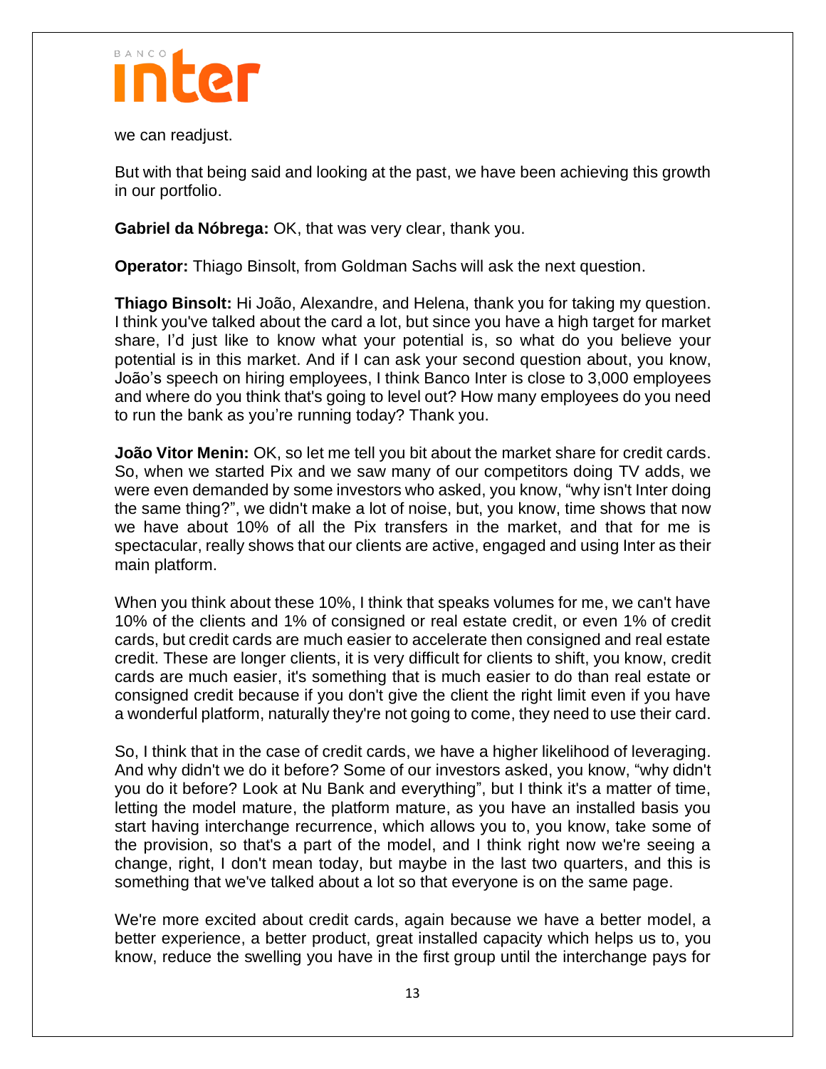we can readjust.

But with that being said and looking at the past, we have been achieving this growth in our portfolio.

**Gabriel da Nóbrega:** OK, that was very clear, thank you.

**Operator:** Thiago Binsolt, from Goldman Sachs will ask the next question.

**Thiago Binsolt:** Hi João, Alexandre, and Helena, thank you for taking my question. I think you've talked about the card a lot, but since you have a high target for market share, I'd just like to know what your potential is, so what do you believe your potential is in this market. And if I can ask your second question about, you know, João's speech on hiring employees, I think Banco Inter is close to 3,000 employees and where do you think that's going to level out? How many employees do you need to run the bank as you're running today? Thank you.

**João Vitor Menin:** OK, so let me tell you bit about the market share for credit cards. So, when we started Pix and we saw many of our competitors doing TV adds, we were even demanded by some investors who asked, you know, "why isn't Inter doing the same thing?", we didn't make a lot of noise, but, you know, time shows that now we have about 10% of all the Pix transfers in the market, and that for me is spectacular, really shows that our clients are active, engaged and using Inter as their main platform.

When you think about these 10%, I think that speaks volumes for me, we can't have 10% of the clients and 1% of consigned or real estate credit, or even 1% of credit cards, but credit cards are much easier to accelerate then consigned and real estate credit. These are longer clients, it is very difficult for clients to shift, you know, credit cards are much easier, it's something that is much easier to do than real estate or consigned credit because if you don't give the client the right limit even if you have a wonderful platform, naturally they're not going to come, they need to use their card.

So, I think that in the case of credit cards, we have a higher likelihood of leveraging. And why didn't we do it before? Some of our investors asked, you know, "why didn't you do it before? Look at Nu Bank and everything", but I think it's a matter of time, letting the model mature, the platform mature, as you have an installed basis you start having interchange recurrence, which allows you to, you know, take some of the provision, so that's a part of the model, and I think right now we're seeing a change, right, I don't mean today, but maybe in the last two quarters, and this is something that we've talked about a lot so that everyone is on the same page.

We're more excited about credit cards, again because we have a better model, a better experience, a better product, great installed capacity which helps us to, you know, reduce the swelling you have in the first group until the interchange pays for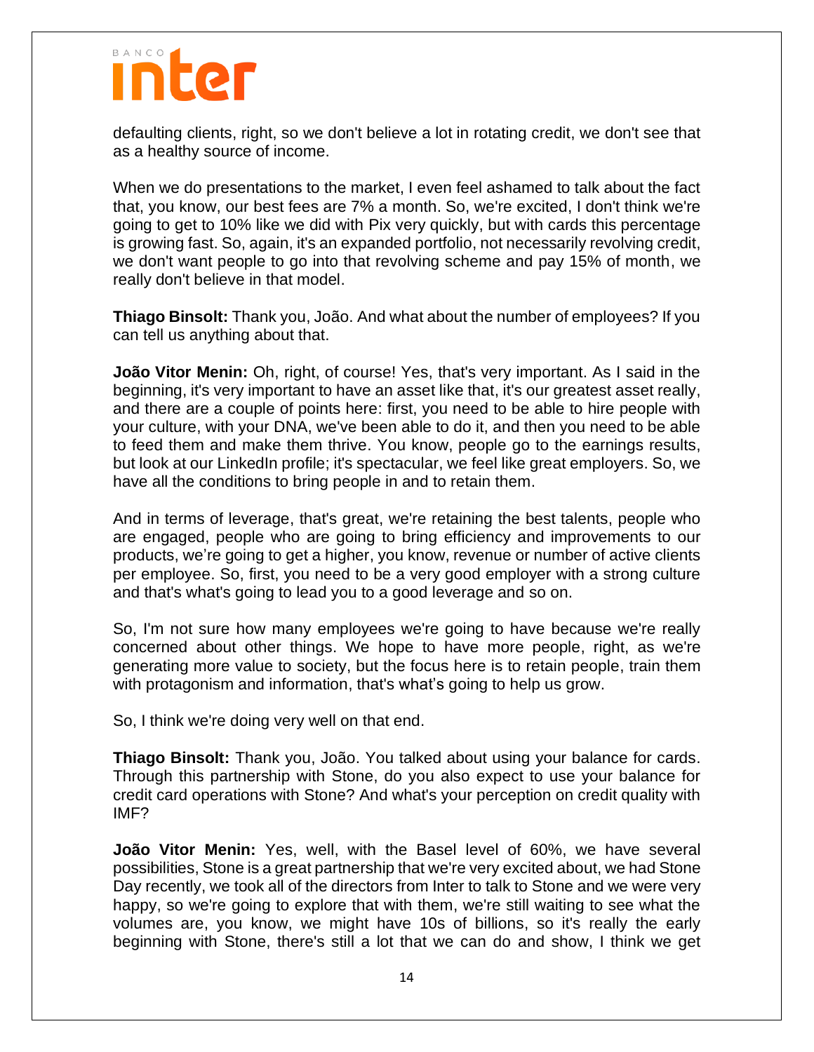defaulting clients, right, so we don't believe a lot in rotating credit, we don't see that as a healthy source of income.

When we do presentations to the market, I even feel ashamed to talk about the fact that, you know, our best fees are 7% a month. So, we're excited, I don't think we're going to get to 10% like we did with Pix very quickly, but with cards this percentage is growing fast. So, again, it's an expanded portfolio, not necessarily revolving credit, we don't want people to go into that revolving scheme and pay 15% of month, we really don't believe in that model.

**Thiago Binsolt:** Thank you, João. And what about the number of employees? If you can tell us anything about that.

**João Vitor Menin:** Oh, right, of course! Yes, that's very important. As I said in the beginning, it's very important to have an asset like that, it's our greatest asset really, and there are a couple of points here: first, you need to be able to hire people with your culture, with your DNA, we've been able to do it, and then you need to be able to feed them and make them thrive. You know, people go to the earnings results, but look at our LinkedIn profile; it's spectacular, we feel like great employers. So, we have all the conditions to bring people in and to retain them.

And in terms of leverage, that's great, we're retaining the best talents, people who are engaged, people who are going to bring efficiency and improvements to our products, we're going to get a higher, you know, revenue or number of active clients per employee. So, first, you need to be a very good employer with a strong culture and that's what's going to lead you to a good leverage and so on.

So, I'm not sure how many employees we're going to have because we're really concerned about other things. We hope to have more people, right, as we're generating more value to society, but the focus here is to retain people, train them with protagonism and information, that's what's going to help us grow.

So, I think we're doing very well on that end.

**Thiago Binsolt:** Thank you, João. You talked about using your balance for cards. Through this partnership with Stone, do you also expect to use your balance for credit card operations with Stone? And what's your perception on credit quality with IMF?

**João Vitor Menin:** Yes, well, with the Basel level of 60%, we have several possibilities, Stone is a great partnership that we're very excited about, we had Stone Day recently, we took all of the directors from Inter to talk to Stone and we were very happy, so we're going to explore that with them, we're still waiting to see what the volumes are, you know, we might have 10s of billions, so it's really the early beginning with Stone, there's still a lot that we can do and show, I think we get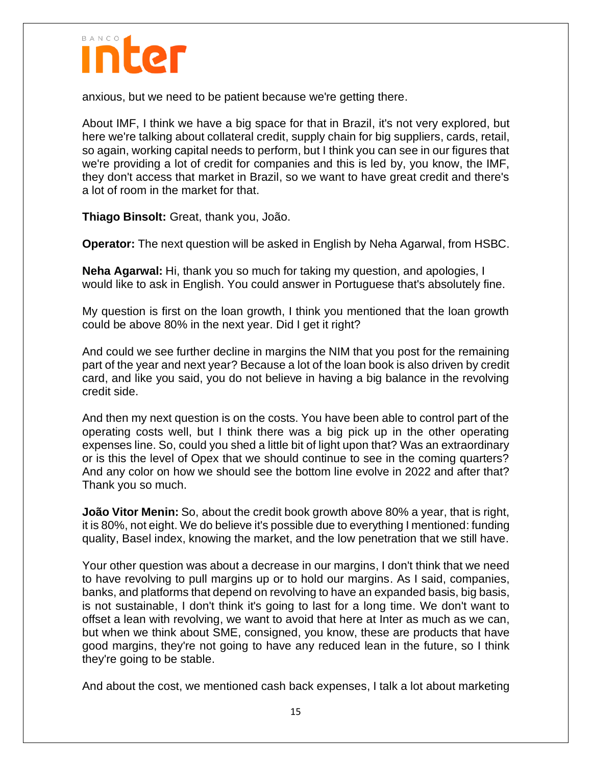anxious, but we need to be patient because we're getting there.

About IMF, I think we have a big space for that in Brazil, it's not very explored, but here we're talking about collateral credit, supply chain for big suppliers, cards, retail, so again, working capital needs to perform, but I think you can see in our figures that we're providing a lot of credit for companies and this is led by, you know, the IMF, they don't access that market in Brazil, so we want to have great credit and there's a lot of room in the market for that.

**Thiago Binsolt:** Great, thank you, João.

**Operator:** The next question will be asked in English by Neha Agarwal, from HSBC.

**Neha Agarwal:** Hi, thank you so much for taking my question, and apologies, I would like to ask in English. You could answer in Portuguese that's absolutely fine.

My question is first on the loan growth, I think you mentioned that the loan growth could be above 80% in the next year. Did I get it right?

And could we see further decline in margins the NIM that you post for the remaining part of the year and next year? Because a lot of the loan book is also driven by credit card, and like you said, you do not believe in having a big balance in the revolving credit side.

And then my next question is on the costs. You have been able to control part of the operating costs well, but I think there was a big pick up in the other operating expenses line. So, could you shed a little bit of light upon that? Was an extraordinary or is this the level of Opex that we should continue to see in the coming quarters? And any color on how we should see the bottom line evolve in 2022 and after that? Thank you so much.

**João Vitor Menin:** So, about the credit book growth above 80% a year, that is right, it is 80%, not eight. We do believe it's possible due to everything I mentioned: funding quality, Basel index, knowing the market, and the low penetration that we still have.

Your other question was about a decrease in our margins, I don't think that we need to have revolving to pull margins up or to hold our margins. As I said, companies, banks, and platforms that depend on revolving to have an expanded basis, big basis, is not sustainable, I don't think it's going to last for a long time. We don't want to offset a lean with revolving, we want to avoid that here at Inter as much as we can, but when we think about SME, consigned, you know, these are products that have good margins, they're not going to have any reduced lean in the future, so I think they're going to be stable.

And about the cost, we mentioned cash back expenses, I talk a lot about marketing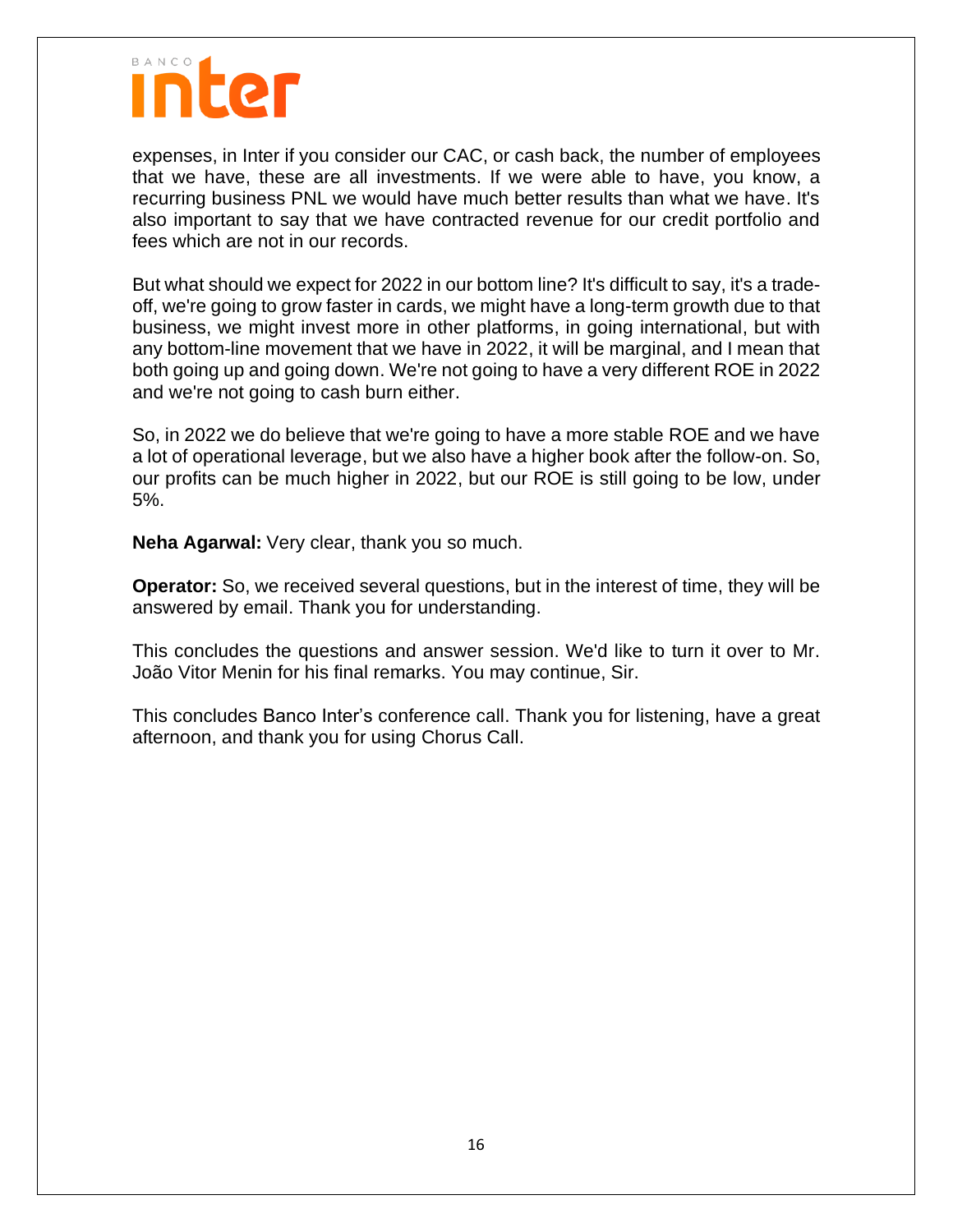expenses, in Inter if you consider our CAC, or cash back, the number of employees that we have, these are all investments. If we were able to have, you know, a recurring business PNL we would have much better results than what we have. It's also important to say that we have contracted revenue for our credit portfolio and fees which are not in our records.

But what should we expect for 2022 in our bottom line? It's difficult to say, it's a trade-off, we're going to grow faster in cards, we might have a long-term growth due to that business, we might invest more in other platforms, in going international, but with any bottom-line movement that we have in 2022, it will be marginal, and I mean that both going up and going down. We're not going to have a very different ROE in 2022 and we're not going to cash burn either.

So, in 2022 we do believe that we're going to have a more stable ROE and we have a lot of operational leverage, but we also have a higher book after the follow-on. So, our profits can be much higher in 2022, but our ROE is still going to be low, under 5%.

**Neha Agarwal:** Very clear, thank you so much.

**Operator:** So, we received several questions, but in the interest of time, they will be answered by email. Thank you for understanding.

This concludes the questions and answer session. We'd like to turn it over to Mr. João Vitor Menin for his final remarks. You may continue, Sir.

This concludes Banco Inter's conference call. Thank you for listening, have a great afternoon, and thank you for using Chorus Call.